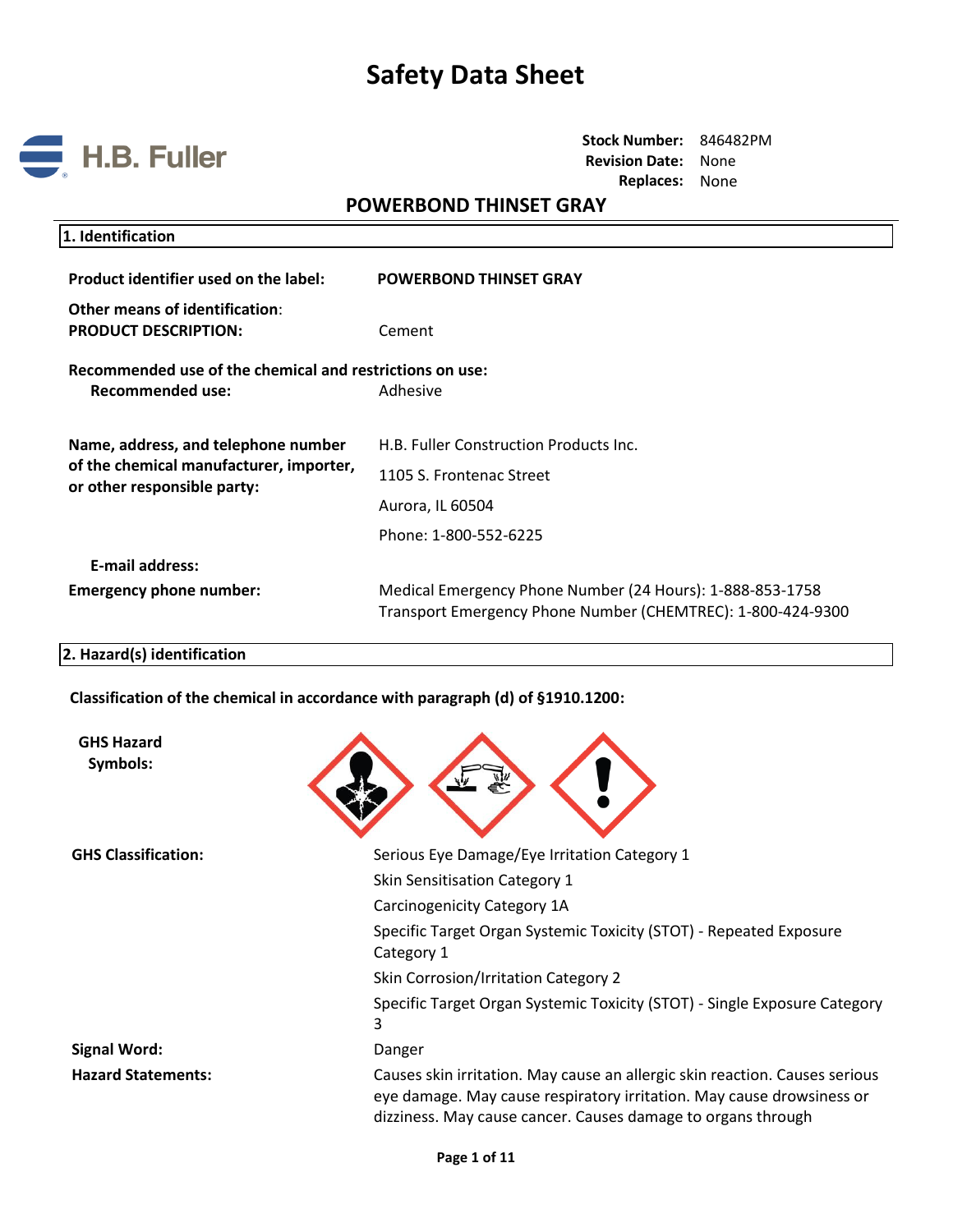# Safety Data Sheet

**H.B. Fuller**

**Stock Number:** 846482PM
**Revision Date:** None
**Replaces:** None

## POWERBOND THINSET GRAY

### 1. Identification

**Product identifier used on the label:** **POWERBOND THINSET GRAY**

**Other means of identification**:
**PRODUCT DESCRIPTION:** Cement

**Recommended use of the chemical and restrictions on use:**
**Recommended use:** Adhesive

**Name, address, and telephone number of the chemical manufacturer, importer, or other responsible party:**
H.B. Fuller Construction Products Inc.
1105 S. Frontenac Street
Aurora, IL 60504
Phone: 1-800-552-6225

**E-mail address:**

**Emergency phone number:**
Medical Emergency Phone Number (24 Hours): 1-888-853-1758
Transport Emergency Phone Number (CHEMTREC): 1-800-424-9300

### 2. Hazard(s) identification

**Classification of the chemical in accordance with paragraph (d) of §1910.1200:**

**GHS Hazard Symbols:**

**GHS Classification:**
Serious Eye Damage/Eye Irritation Category 1
Skin Sensitisation Category 1
Carcinogenicity Category 1A
Specific Target Organ Systemic Toxicity (STOT) - Repeated Exposure Category 1
Skin Corrosion/Irritation Category 2
Specific Target Organ Systemic Toxicity (STOT) - Single Exposure Category 3

**Signal Word:** Danger

**Hazard Statements:** Causes skin irritation. May cause an allergic skin reaction. Causes serious eye damage. May cause respiratory irritation. May cause drowsiness or dizziness. May cause cancer. Causes damage to organs through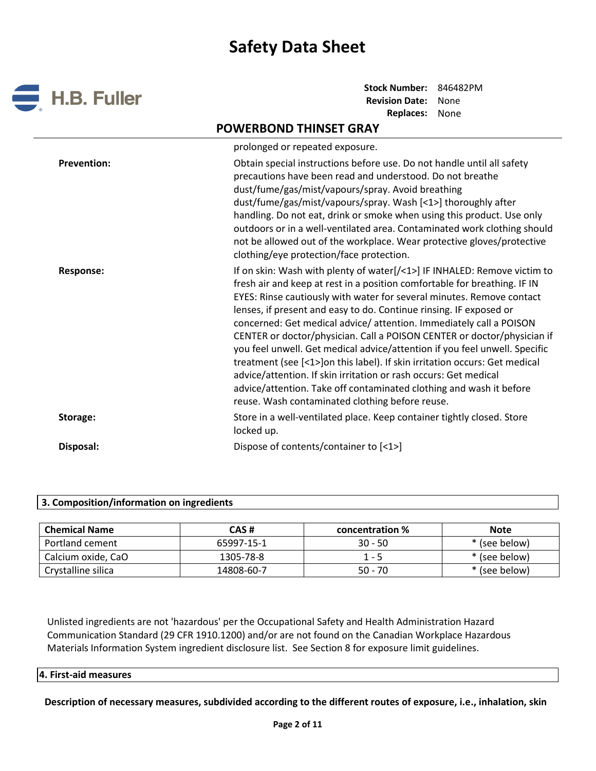| | |
|---|---|
| | prolonged or repeated exposure. |
| **Prevention:** | Obtain special instructions before use. Do not handle until all safety precautions have been read and understood. Do not breathe dust/fume/gas/mist/vapours/spray. Avoid breathing dust/fume/gas/mist/vapours/spray. Wash [<1>] thoroughly after handling. Do not eat, drink or smoke when using this product. Use only outdoors or in a well-ventilated area. Contaminated work clothing should not be allowed out of the workplace. Wear protective gloves/protective clothing/eye protection/face protection. |
| **Response:** | If on skin: Wash with plenty of water[/<1>] IF INHALED: Remove victim to fresh air and keep at rest in a position comfortable for breathing. IF IN EYES: Rinse cautiously with water for several minutes. Remove contact lenses, if present and easy to do. Continue rinsing. IF exposed or concerned: Get medical advice/ attention. Immediately call a POISON CENTER or doctor/physician. Call a POISON CENTER or doctor/physician if you feel unwell. Get medical advice/attention if you feel unwell. Specific treatment (see [<1>]on this label). If skin irritation occurs: Get medical advice/attention. If skin irritation or rash occurs: Get medical advice/attention. Take off contaminated clothing and wash it before reuse. Wash contaminated clothing before reuse. |
| **Storage:** | Store in a well-ventilated place. Keep container tightly closed. Store locked up. |
| **Disposal:** | Dispose of contents/container to [<1>] |

## 3. Composition/information on ingredients

| Chemical Name | CAS # | concentration % | Note |
|---|---|---|---|
| Portland cement | 65997-15-1 | 30 - 50 | * (see below) |
| Calcium oxide, CaO | 1305-78-8 | 1 - 5 | * (see below) |
| Crystalline silica | 14808-60-7 | 50 - 70 | * (see below) |

Unlisted ingredients are not 'hazardous' per the Occupational Safety and Health Administration Hazard Communication Standard (29 CFR 1910.1200) and/or are not found on the Canadian Workplace Hazardous Materials Information System ingredient disclosure list. See Section 8 for exposure limit guidelines.

## 4. First-aid measures

**Description of necessary measures, subdivided according to the different routes of exposure, i.e., inhalation, skin**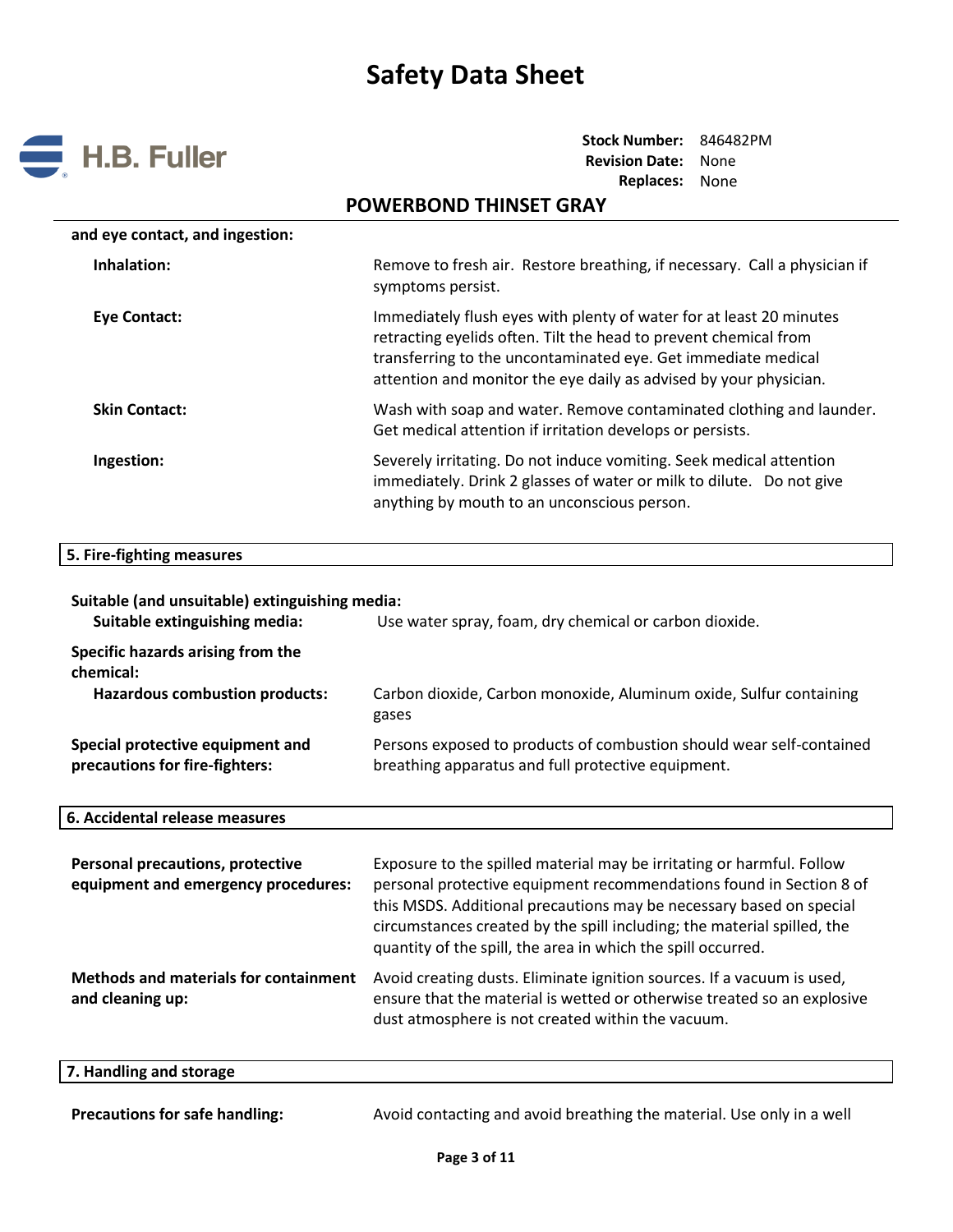**and eye contact, and ingestion:**

| | |
|---|---|
| **Inhalation:** | Remove to fresh air. Restore breathing, if necessary. Call a physician if symptoms persist. |
| **Eye Contact:** | Immediately flush eyes with plenty of water for at least 20 minutes retracting eyelids often. Tilt the head to prevent chemical from transferring to the uncontaminated eye. Get immediate medical attention and monitor the eye daily as advised by your physician. |
| **Skin Contact:** | Wash with soap and water. Remove contaminated clothing and launder. Get medical attention if irritation develops or persists. |
| **Ingestion:** | Severely irritating. Do not induce vomiting. Seek medical attention immediately. Drink 2 glasses of water or milk to dilute. Do not give anything by mouth to an unconscious person. |

## 5. Fire-fighting measures

**Suitable (and unsuitable) extinguishing media:**

| | |
|---|---|
| **Suitable extinguishing media:** | Use water spray, foam, dry chemical or carbon dioxide. |

**Specific hazards arising from the chemical:**

| | |
|---|---|
| **Hazardous combustion products:** | Carbon dioxide, Carbon monoxide, Aluminum oxide, Sulfur containing gases |
| **Special protective equipment and precautions for fire-fighters:** | Persons exposed to products of combustion should wear self-contained breathing apparatus and full protective equipment. |

## 6. Accidental release measures

| | |
|---|---|
| **Personal precautions, protective equipment and emergency procedures:** | Exposure to the spilled material may be irritating or harmful. Follow personal protective equipment recommendations found in Section 8 of this MSDS. Additional precautions may be necessary based on special circumstances created by the spill including; the material spilled, the quantity of the spill, the area in which the spill occurred. |
| **Methods and materials for containment and cleaning up:** | Avoid creating dusts. Eliminate ignition sources. If a vacuum is used, ensure that the material is wetted or otherwise treated so an explosive dust atmosphere is not created within the vacuum. |

## 7. Handling and storage

| | |
|---|---|
| **Precautions for safe handling:** | Avoid contacting and avoid breathing the material. Use only in a well |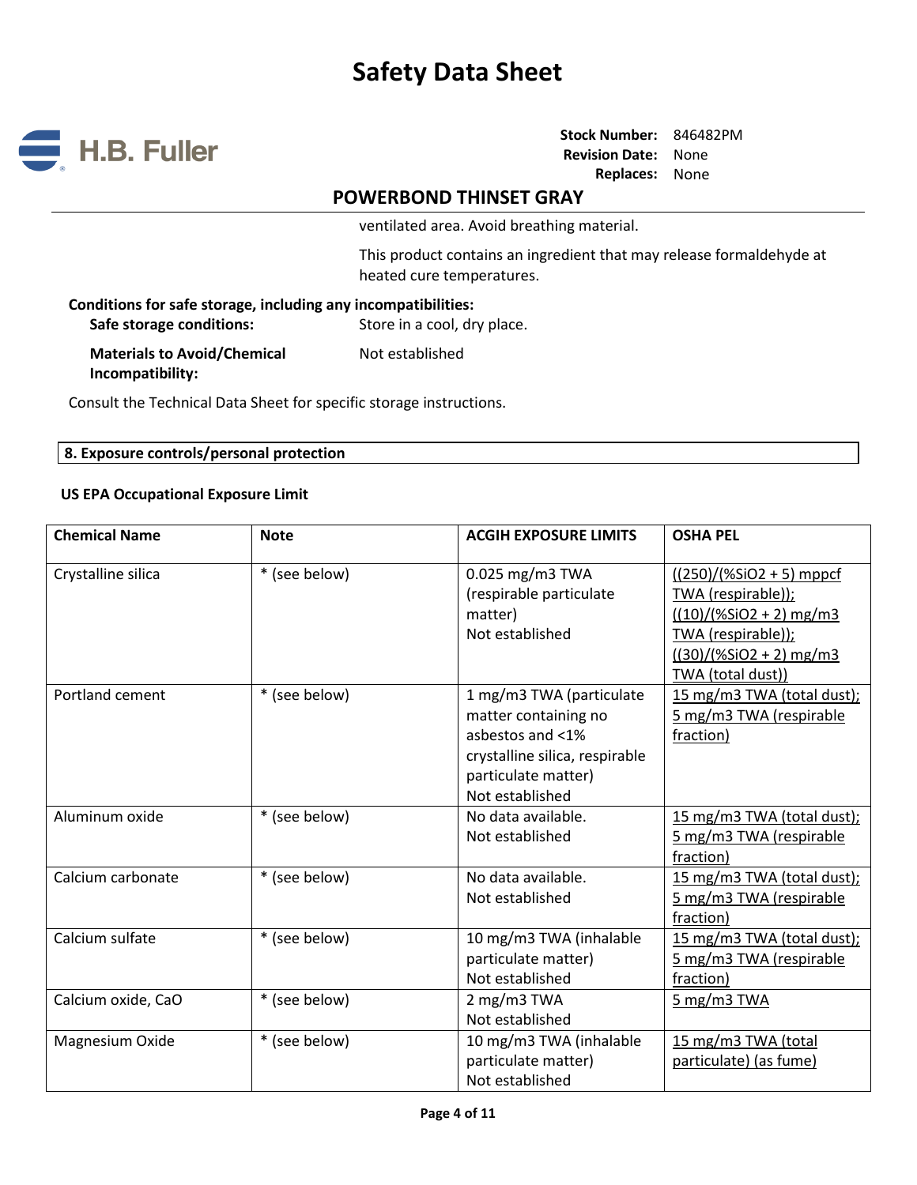ventilated area. Avoid breathing material.

This product contains an ingredient that may release formaldehyde at heated cure temperatures.

**Conditions for safe storage, including any incompatibilities:**

**Safe storage conditions:** Store in a cool, dry place.

**Materials to Avoid/Chemical Incompatibility:** Not established

Consult the Technical Data Sheet for specific storage instructions.

## 8. Exposure controls/personal protection

**US EPA Occupational Exposure Limit**

| Chemical Name | Note | ACGIH EXPOSURE LIMITS | OSHA PEL |
|---|---|---|---|
| Crystalline silica | * (see below) | 0.025 mg/m3 TWA (respirable particulate matter)<br>Not established | ((250)/(%SiO2 + 5) mppcf TWA (respirable));<br>((10)/(%SiO2 + 2) mg/m3 TWA (respirable));<br>((30)/(%SiO2 + 2) mg/m3 TWA (total dust)) |
| Portland cement | * (see below) | 1 mg/m3 TWA (particulate matter containing no asbestos and <1% crystalline silica, respirable particulate matter)<br>Not established | 15 mg/m3 TWA (total dust);<br>5 mg/m3 TWA (respirable fraction) |
| Aluminum oxide | * (see below) | No data available.<br>Not established | 15 mg/m3 TWA (total dust);<br>5 mg/m3 TWA (respirable fraction) |
| Calcium carbonate | * (see below) | No data available.<br>Not established | 15 mg/m3 TWA (total dust);<br>5 mg/m3 TWA (respirable fraction) |
| Calcium sulfate | * (see below) | 10 mg/m3 TWA (inhalable particulate matter)<br>Not established | 15 mg/m3 TWA (total dust);<br>5 mg/m3 TWA (respirable fraction) |
| Calcium oxide, CaO | * (see below) | 2 mg/m3 TWA<br>Not established | 5 mg/m3 TWA |
| Magnesium Oxide | * (see below) | 10 mg/m3 TWA (inhalable particulate matter)<br>Not established | 15 mg/m3 TWA (total particulate) (as fume) |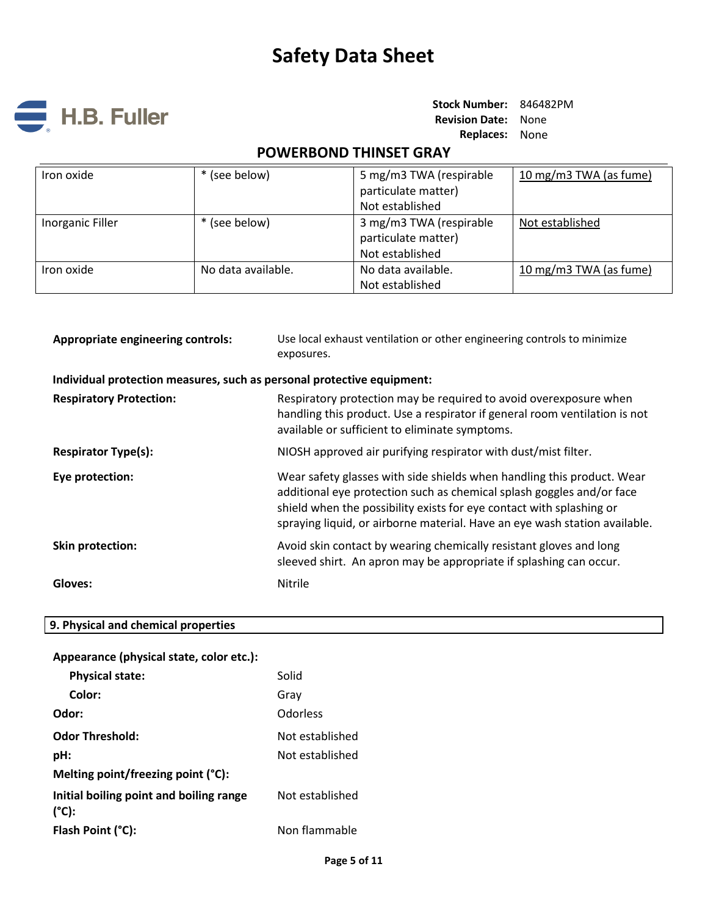| Iron oxide | * (see below) | 5 mg/m3 TWA (respirable particulate matter)<br>Not established | 10 mg/m3 TWA (as fume) |
|---|---|---|---|
| Inorganic Filler | * (see below) | 3 mg/m3 TWA (respirable particulate matter)<br>Not established | Not established |
| Iron oxide | No data available. | No data available.<br>Not established | 10 mg/m3 TWA (as fume) |

**Appropriate engineering controls:** Use local exhaust ventilation or other engineering controls to minimize exposures.

**Individual protection measures, such as personal protective equipment:**

**Respiratory Protection:** Respiratory protection may be required to avoid overexposure when handling this product. Use a respirator if general room ventilation is not available or sufficient to eliminate symptoms.

**Respirator Type(s):** NIOSH approved air purifying respirator with dust/mist filter.

**Eye protection:** Wear safety glasses with side shields when handling this product. Wear additional eye protection such as chemical splash goggles and/or face shield when the possibility exists for eye contact with splashing or spraying liquid, or airborne material. Have an eye wash station available.

**Skin protection:** Avoid skin contact by wearing chemically resistant gloves and long sleeved shirt. An apron may be appropriate if splashing can occur.

**Gloves:** Nitrile

## 9. Physical and chemical properties

**Appearance (physical state, color etc.):**

- **Physical state:** Solid
- **Color:** Gray

**Odor:** Odorless

**Odor Threshold:** Not established

**pH:** Not established

**Melting point/freezing point (°C):**

**Initial boiling point and boiling range (°C):** Not established

**Flash Point (°C):** Non flammable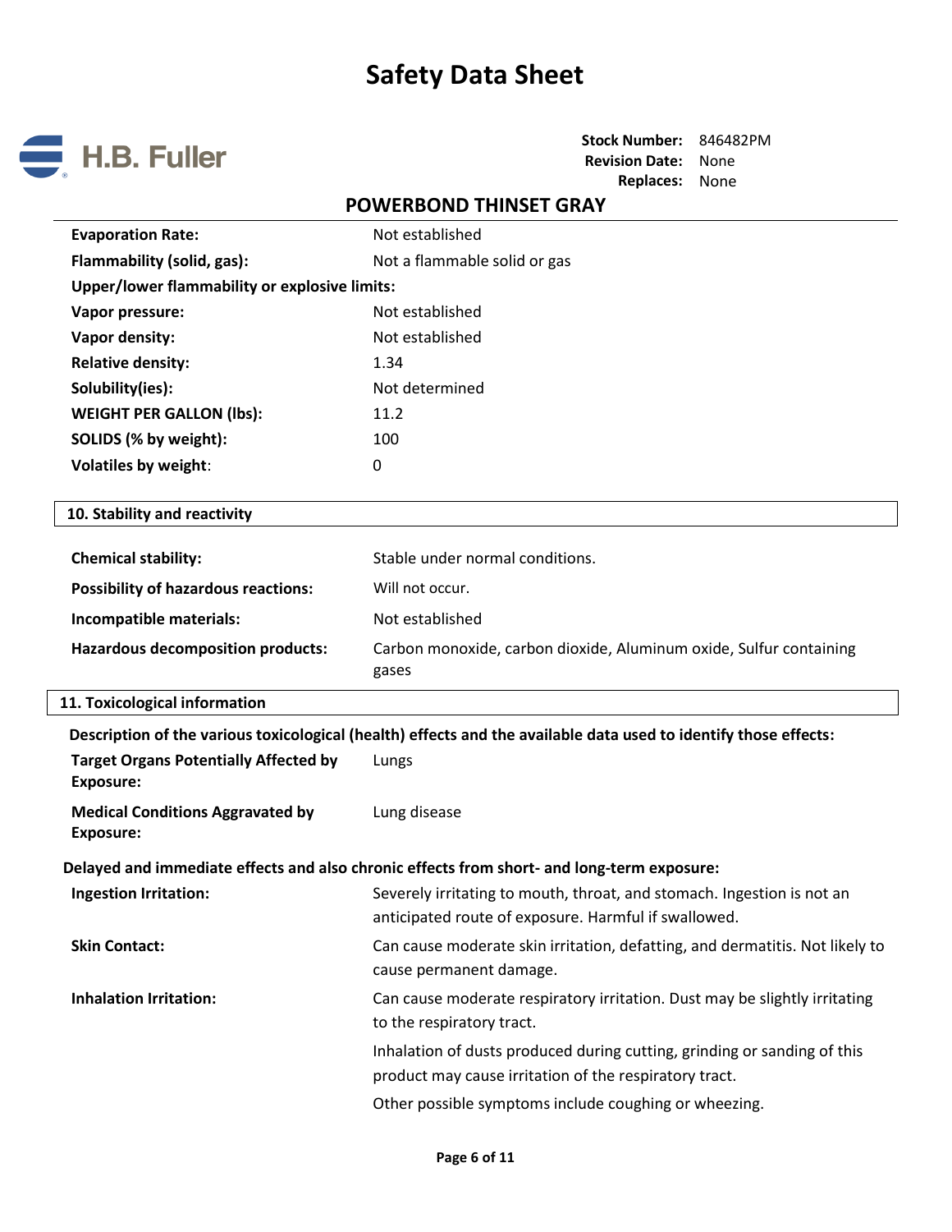| | |
|---|---|
| **Evaporation Rate:** | Not established |
| **Flammability (solid, gas):** | Not a flammable solid or gas |
| **Upper/lower flammability or explosive limits:** | |
| **Vapor pressure:** | Not established |
| **Vapor density:** | Not established |
| **Relative density:** | 1.34 |
| **Solubility(ies):** | Not determined |
| **WEIGHT PER GALLON (lbs):** | 11.2 |
| **SOLIDS (% by weight):** | 100 |
| **Volatiles by weight:** | 0 |

## 10. Stability and reactivity

| | |
|---|---|
| **Chemical stability:** | Stable under normal conditions. |
| **Possibility of hazardous reactions:** | Will not occur. |
| **Incompatible materials:** | Not established |
| **Hazardous decomposition products:** | Carbon monoxide, carbon dioxide, Aluminum oxide, Sulfur containing gases |

## 11. Toxicological information

**Description of the various toxicological (health) effects and the available data used to identify those effects:**

| | |
|---|---|
| **Target Organs Potentially Affected by Exposure:** | Lungs |
| **Medical Conditions Aggravated by Exposure:** | Lung disease |

**Delayed and immediate effects and also chronic effects from short- and long-term exposure:**

| | |
|---|---|
| **Ingestion Irritation:** | Severely irritating to mouth, throat, and stomach. Ingestion is not an anticipated route of exposure. Harmful if swallowed. |
| **Skin Contact:** | Can cause moderate skin irritation, defatting, and dermatitis. Not likely to cause permanent damage. |
| **Inhalation Irritation:** | Can cause moderate respiratory irritation. Dust may be slightly irritating to the respiratory tract.<br>Inhalation of dusts produced during cutting, grinding or sanding of this product may cause irritation of the respiratory tract.<br>Other possible symptoms include coughing or wheezing. |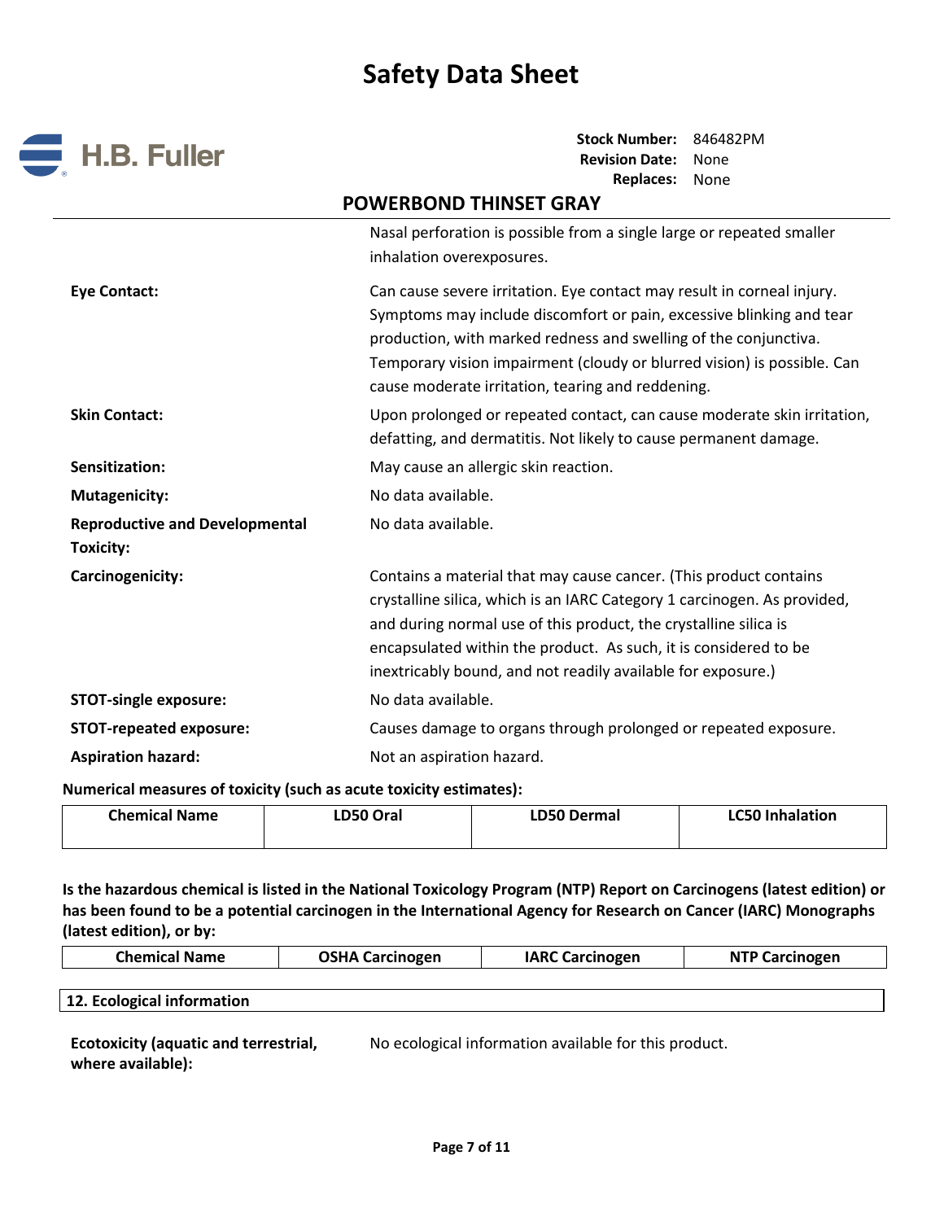| | |
|---|---|
| | Nasal perforation is possible from a single large or repeated smaller inhalation overexposures. |
| **Eye Contact:** | Can cause severe irritation. Eye contact may result in corneal injury. Symptoms may include discomfort or pain, excessive blinking and tear production, with marked redness and swelling of the conjunctiva. Temporary vision impairment (cloudy or blurred vision) is possible. Can cause moderate irritation, tearing and reddening. |
| **Skin Contact:** | Upon prolonged or repeated contact, can cause moderate skin irritation, defatting, and dermatitis. Not likely to cause permanent damage. |
| **Sensitization:** | May cause an allergic skin reaction. |
| **Mutagenicity:** | No data available. |
| **Reproductive and Developmental Toxicity:** | No data available. |
| **Carcinogenicity:** | Contains a material that may cause cancer. (This product contains crystalline silica, which is an IARC Category 1 carcinogen. As provided, and during normal use of this product, the crystalline silica is encapsulated within the product. As such, it is considered to be inextricably bound, and not readily available for exposure.) |
| **STOT-single exposure:** | No data available. |
| **STOT-repeated exposure:** | Causes damage to organs through prolonged or repeated exposure. |
| **Aspiration hazard:** | Not an aspiration hazard. |

**Numerical measures of toxicity (such as acute toxicity estimates):**

| Chemical Name | LD50 Oral | LD50 Dermal | LC50 Inhalation |
|---|---|---|---|
| | | | |

**Is the hazardous chemical is listed in the National Toxicology Program (NTP) Report on Carcinogens (latest edition) or has been found to be a potential carcinogen in the International Agency for Research on Cancer (IARC) Monographs (latest edition), or by:**

| Chemical Name | OSHA Carcinogen | IARC Carcinogen | NTP Carcinogen |
|---|---|---|---|

## 12. Ecological information

| | |
|---|---|
| **Ecotoxicity (aquatic and terrestrial, where available):** | No ecological information available for this product. |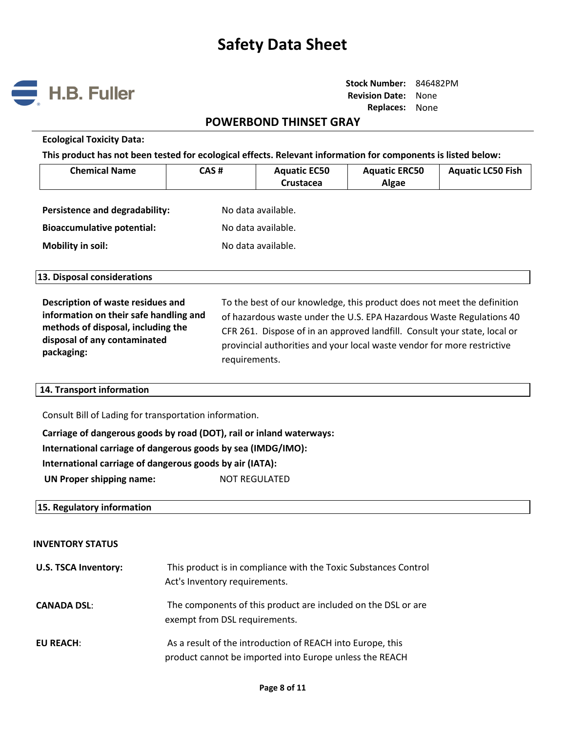**Ecological Toxicity Data:**

**This product has not been tested for ecological effects. Relevant information for components is listed below:**

| Chemical Name | CAS # | Aquatic EC50 Crustacea | Aquatic ERC50 Algae | Aquatic LC50 Fish |
|---|---|---|---|---|

**Persistence and degradability:** No data available.

**Bioaccumulative potential:** No data available.

**Mobility in soil:** No data available.

## 13. Disposal considerations

**Description of waste residues and information on their safe handling and methods of disposal, including the disposal of any contaminated packaging:** To the best of our knowledge, this product does not meet the definition of hazardous waste under the U.S. EPA Hazardous Waste Regulations 40 CFR 261. Dispose of in an approved landfill. Consult your state, local or provincial authorities and your local waste vendor for more restrictive requirements.

## 14. Transport information

Consult Bill of Lading for transportation information.

**Carriage of dangerous goods by road (DOT), rail or inland waterways:**

**International carriage of dangerous goods by sea (IMDG/IMO):**

**International carriage of dangerous goods by air (IATA):**

**UN Proper shipping name:** NOT REGULATED

## 15. Regulatory information

**INVENTORY STATUS**

**U.S. TSCA Inventory:** This product is in compliance with the Toxic Substances Control Act's Inventory requirements.

**CANADA DSL:** The components of this product are included on the DSL or are exempt from DSL requirements.

**EU REACH:** As a result of the introduction of REACH into Europe, this product cannot be imported into Europe unless the REACH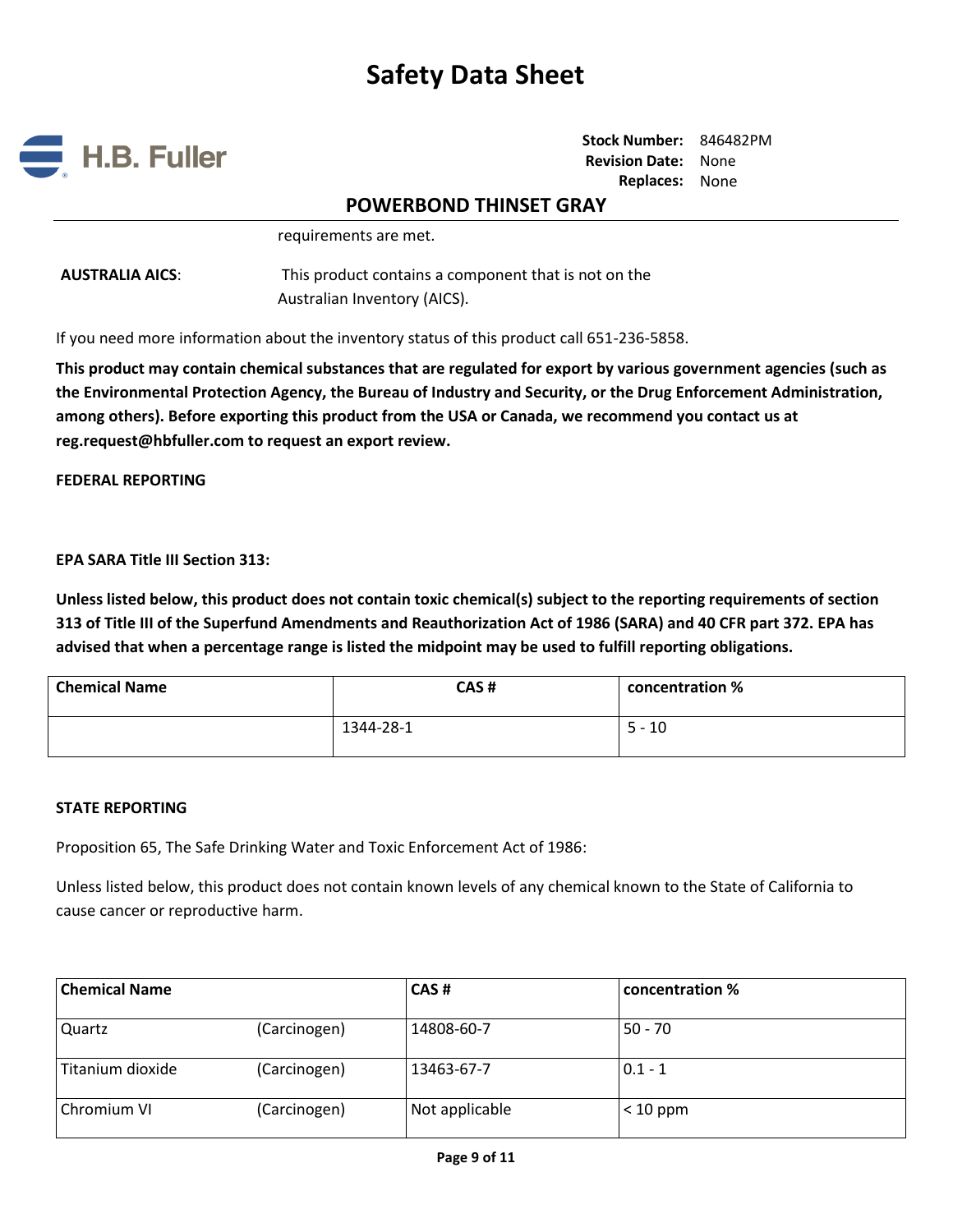requirements are met.

**AUSTRALIA AICS**: This product contains a component that is not on the Australian Inventory (AICS).

If you need more information about the inventory status of this product call 651-236-5858.

**This product may contain chemical substances that are regulated for export by various government agencies (such as the Environmental Protection Agency, the Bureau of Industry and Security, or the Drug Enforcement Administration, among others). Before exporting this product from the USA or Canada, we recommend you contact us at reg.request@hbfuller.com to request an export review.**

**FEDERAL REPORTING**

**EPA SARA Title III Section 313:**

**Unless listed below, this product does not contain toxic chemical(s) subject to the reporting requirements of section 313 of Title III of the Superfund Amendments and Reauthorization Act of 1986 (SARA) and 40 CFR part 372. EPA has advised that when a percentage range is listed the midpoint may be used to fulfill reporting obligations.**

| Chemical Name | CAS # | concentration % |
|---|---|---|
| | 1344-28-1 | 5 - 10 |

**STATE REPORTING**

Proposition 65, The Safe Drinking Water and Toxic Enforcement Act of 1986:

Unless listed below, this product does not contain known levels of any chemical known to the State of California to cause cancer or reproductive harm.

| Chemical Name | | CAS # | concentration % |
|---|---|---|---|
| Quartz | (Carcinogen) | 14808-60-7 | 50 - 70 |
| Titanium dioxide | (Carcinogen) | 13463-67-7 | 0.1 - 1 |
| Chromium VI | (Carcinogen) | Not applicable | < 10 ppm |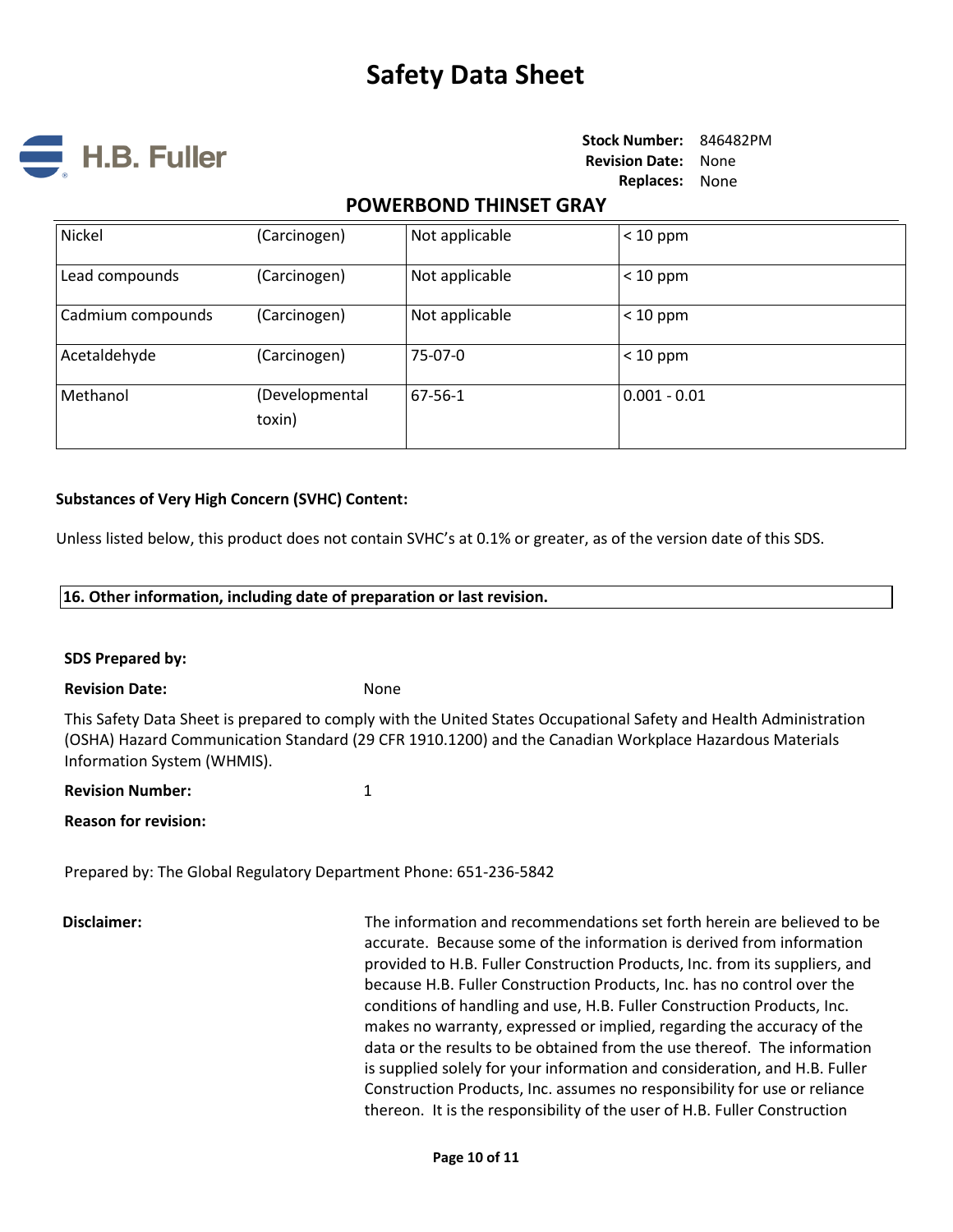| Nickel | (Carcinogen) | Not applicable | < 10 ppm |
|---|---|---|---|
| Lead compounds | (Carcinogen) | Not applicable | < 10 ppm |
| Cadmium compounds | (Carcinogen) | Not applicable | < 10 ppm |
| Acetaldehyde | (Carcinogen) | 75-07-0 | < 10 ppm |
| Methanol | (Developmental toxin) | 67-56-1 | 0.001 - 0.01 |

**Substances of Very High Concern (SVHC) Content:**

Unless listed below, this product does not contain SVHC's at 0.1% or greater, as of the version date of this SDS.

## 16. Other information, including date of preparation or last revision.

**SDS Prepared by:**

**Revision Date:** None

This Safety Data Sheet is prepared to comply with the United States Occupational Safety and Health Administration (OSHA) Hazard Communication Standard (29 CFR 1910.1200) and the Canadian Workplace Hazardous Materials Information System (WHMIS).

**Revision Number:** 1

**Reason for revision:**

Prepared by: The Global Regulatory Department Phone: 651-236-5842

**Disclaimer:** The information and recommendations set forth herein are believed to be accurate. Because some of the information is derived from information provided to H.B. Fuller Construction Products, Inc. from its suppliers, and because H.B. Fuller Construction Products, Inc. has no control over the conditions of handling and use, H.B. Fuller Construction Products, Inc. makes no warranty, expressed or implied, regarding the accuracy of the data or the results to be obtained from the use thereof. The information is supplied solely for your information and consideration, and H.B. Fuller Construction Products, Inc. assumes no responsibility for use or reliance thereon. It is the responsibility of the user of H.B. Fuller Construction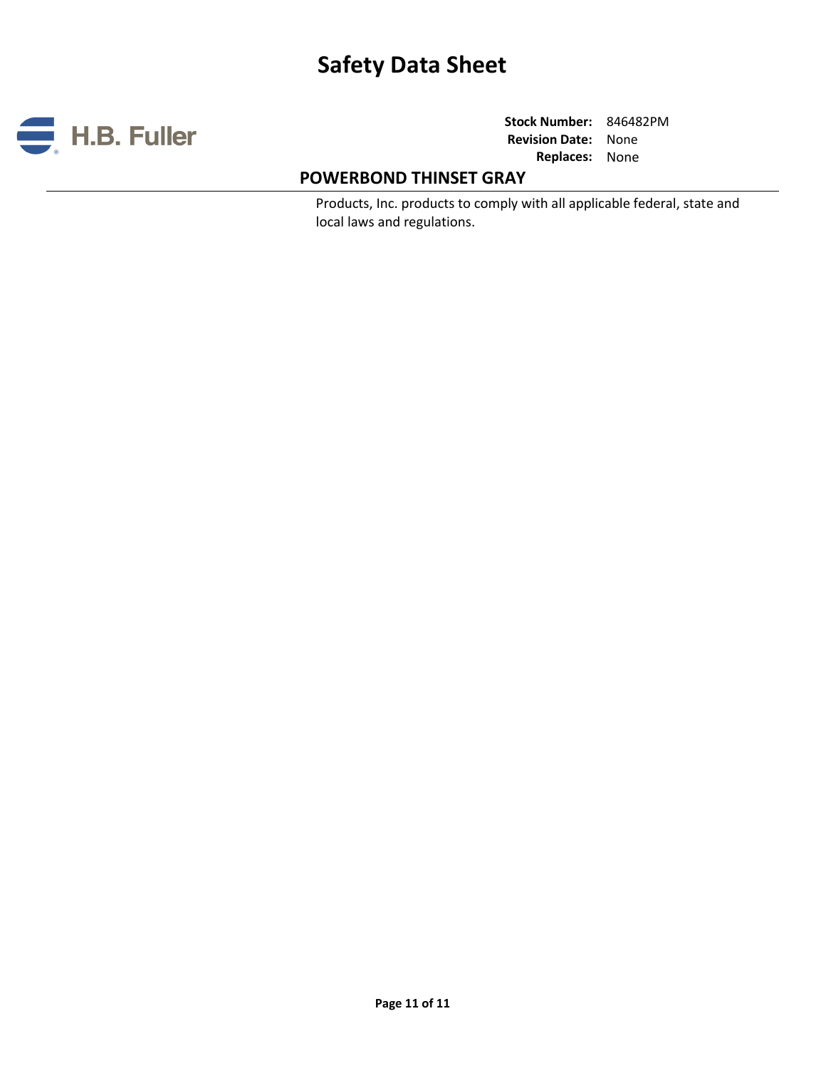Products, Inc. products to comply with all applicable federal, state and local laws and regulations.